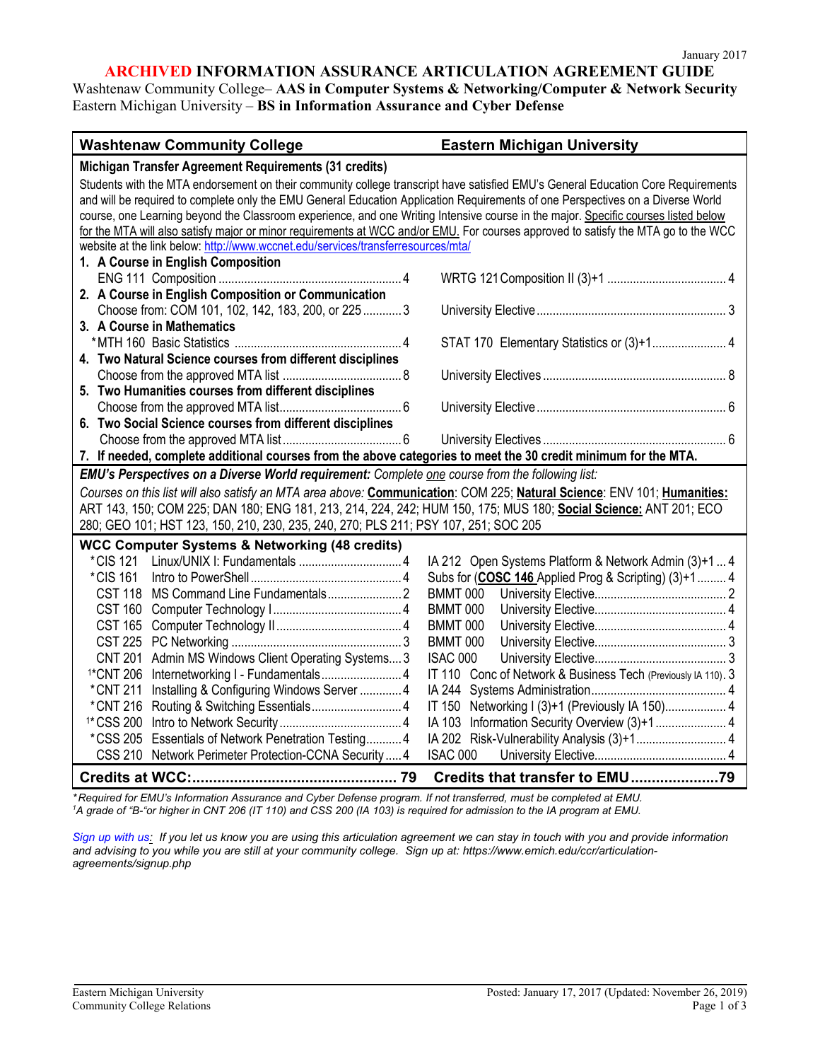January 2017

# ARCHIVED INFORMATION ASSURANCE ARTICULATION AGREEMENT GUIDE

Washtenaw Community College– **AAS in Computer Systems & Networking/Computer & Network Security**
Eastern Michigan University – **BS in Information Assurance and Cyber Defense**

| Washtenaw Community College | | Eastern Michigan University | |
|---|---|---|---|
| **Michigan Transfer Agreement Requirements (31 credits)** | | | |

Students with the MTA endorsement on their community college transcript have satisfied EMU's General Education Core Requirements and will be required to complete only the EMU General Education Application Requirements of one Perspectives on a Diverse World course, one Learning beyond the Classroom experience, and one Writing Intensive course in the major. Specific courses listed below for the MTA will also satisfy major or minor requirements at WCC and/or EMU. For courses approved to satisfy the MTA go to the WCC website at the link below: http://www.wccnet.edu/services/transferresources/mta/

| Washtenaw Community College | Credits | Eastern Michigan University | Credits |
|---|---|---|---|
| **1. A Course in English Composition** | | | |
| ENG 111 Composition | 4 | WRTG 121 Composition II (3)+1 | 4 |
| **2. A Course in English Composition or Communication** | | | |
| Choose from: COM 101, 102, 142, 183, 200, or 225 | 3 | University Elective | 3 |
| **3. A Course in Mathematics** | | | |
| *MTH 160 Basic Statistics | 4 | STAT 170 Elementary Statistics or (3)+1 | 4 |
| **4. Two Natural Science courses from different disciplines** | | | |
| Choose from the approved MTA list | 8 | University Electives | 8 |
| **5. Two Humanities courses from different disciplines** | | | |
| Choose from the approved MTA list | 6 | University Elective | 6 |
| **6. Two Social Science courses from different disciplines** | | | |
| Choose from the approved MTA list | 6 | University Electives | 6 |
| **7. If needed, complete additional courses from the above categories to meet the 30 credit minimum for the MTA.** | | | |

***EMU's Perspectives on a Diverse World requirement:*** *Complete one course from the following list:*

*Courses on this list will also satisfy an MTA area above:* **Communication**: COM 225; **Natural Science**: ENV 101; **Humanities:** ART 143, 150; COM 225; DAN 180; ENG 181, 213, 214, 224, 242; HUM 150, 175; MUS 180; **Social Science:** ANT 201; ECO 280; GEO 101; HST 123, 150, 210, 230, 235, 240, 270; PLS 211; PSY 107, 251; SOC 205

| WCC Computer Systems & Networking (48 credits) | Credits | Eastern Michigan University | Credits |
|---|---|---|---|
| *CIS 121 Linux/UNIX I: Fundamentals | 4 | IA 212 Open Systems Platform & Network Admin (3)+1 | 4 |
| *CIS 161 Intro to PowerShell | 4 | Subs for (COSC 146 Applied Prog & Scripting) (3)+1 | 4 |
| CST 118 MS Command Line Fundamentals | 2 | BMMT 000 University Elective | 2 |
| CST 160 Computer Technology I | 4 | BMMT 000 University Elective | 4 |
| CST 165 Computer Technology II | 4 | BMMT 000 University Elective | 4 |
| CST 225 PC Networking | 3 | BMMT 000 University Elective | 3 |
| CNT 201 Admin MS Windows Client Operating Systems | 3 | ISAC 000 University Elective | 3 |
| [1]*CNT 206 Internetworking I - Fundamentals | 4 | IT 110 Conc of Network & Business Tech (Previously IA 110) | 3 |
| *CNT 211 Installing & Configuring Windows Server | 4 | IA 244 Systems Administration | 4 |
| *CNT 216 Routing & Switching Essentials | 4 | IT 150 Networking I (3)+1 (Previously IA 150) | 4 |
| [1]*CSS 200 Intro to Network Security | 4 | IA 103 Information Security Overview (3)+1 | 4 |
| *CSS 205 Essentials of Network Penetration Testing | 4 | IA 202 Risk-Vulnerability Analysis (3)+1 | 4 |
| CSS 210 Network Perimeter Protection-CCNA Security | 4 | ISAC 000 University Elective | 4 |
| **Credits at WCC:** | **79** | **Credits that transfer to EMU** | **79** |

*\*Required for EMU's Information Assurance and Cyber Defense program. If not transferred, must be completed at EMU.*
*[1]A grade of "B-"or higher in CNT 206 (IT 110) and CSS 200 (IA 103) is required for admission to the IA program at EMU.*

*Sign up with us: If you let us know you are using this articulation agreement we can stay in touch with you and provide information and advising to you while you are still at your community college. Sign up at: https://www.emich.edu/ccr/articulation-agreements/signup.php*

Eastern Michigan University
Community College Relations

Posted: January 17, 2017 (Updated: November 26, 2019)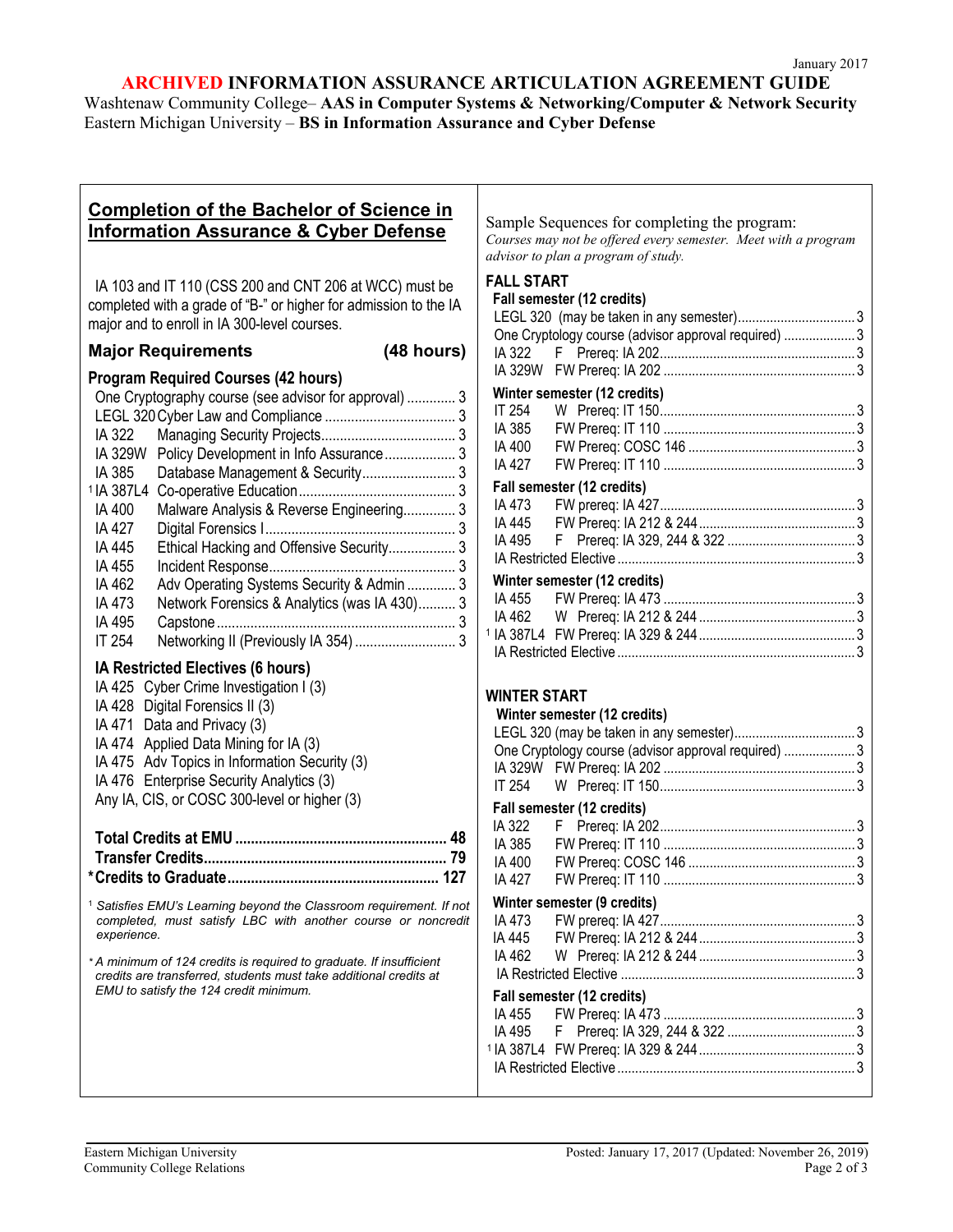January 2017

# ARCHIVED INFORMATION ASSURANCE ARTICULATION AGREEMENT GUIDE

Washtenaw Community College– **AAS in Computer Systems & Networking/Computer & Network Security**
Eastern Michigan University – **BS in Information Assurance and Cyber Defense**

## Completion of the Bachelor of Science in Information Assurance & Cyber Defense

IA 103 and IT 110 (CSS 200 and CNT 206 at WCC) must be completed with a grade of "B-" or higher for admission to the IA major and to enroll in IA 300-level courses.

### Major Requirements (48 hours)

**Program Required Courses (42 hours)**

| Course | Title | Credits |
|---|---|---|
| | One Cryptography course (see advisor for approval) | 3 |
| LEGL 320 | Cyber Law and Compliance | 3 |
| IA 322 | Managing Security Projects | 3 |
| IA 329W | Policy Development in Info Assurance | 3 |
| IA 385 | Database Management & Security | 3 |
| [1] IA 387L4 | Co-operative Education | 3 |
| IA 400 | Malware Analysis & Reverse Engineering | 3 |
| IA 427 | Digital Forensics I | 3 |
| IA 445 | Ethical Hacking and Offensive Security | 3 |
| IA 455 | Incident Response | 3 |
| IA 462 | Adv Operating Systems Security & Admin | 3 |
| IA 473 | Network Forensics & Analytics (was IA 430) | 3 |
| IA 495 | Capstone | 3 |
| IT 254 | Networking II (Previously IA 354) | 3 |

**IA Restricted Electives (6 hours)**

- IA 425 Cyber Crime Investigation I (3)
- IA 428 Digital Forensics II (3)
- IA 471 Data and Privacy (3)
- IA 474 Applied Data Mining for IA (3)
- IA 475 Adv Topics in Information Security (3)
- IA 476 Enterprise Security Analytics (3)
- Any IA, CIS, or COSC 300-level or higher (3)

**Total Credits at EMU** ..... **48**
**Transfer Credits** ..... **79**
***Credits to Graduate** ..... **127**

[1] *Satisfies EMU's Learning beyond the Classroom requirement. If not completed, must satisfy LBC with another course or noncredit experience.*

\* *A minimum of 124 credits is required to graduate. If insufficient credits are transferred, students must take additional credits at EMU to satisfy the 124 credit minimum.*

Sample Sequences for completing the program:
*Courses may not be offered every semester. Meet with a program advisor to plan a program of study.*

### FALL START

**Fall semester (12 credits)**

| Course | Offered / Prereq | Credits |
|---|---|---|
| LEGL 320 | (may be taken in any semester) | 3 |
| One Cryptology course | (advisor approval required) | 3 |
| IA 322 | F Prereq: IA 202 | 3 |
| IA 329W | FW Prereq: IA 202 | 3 |

**Winter semester (12 credits)**

| Course | Offered / Prereq | Credits |
|---|---|---|
| IT 254 | W Prereq: IT 150 | 3 |
| IA 385 | FW Prereq: IT 110 | 3 |
| IA 400 | FW Prereq: COSC 146 | 3 |
| IA 427 | FW Prereq: IT 110 | 3 |

**Fall semester (12 credits)**

| Course | Offered / Prereq | Credits |
|---|---|---|
| IA 473 | FW prereq: IA 427 | 3 |
| IA 445 | FW Prereq: IA 212 & 244 | 3 |
| IA 495 | F Prereq: IA 329, 244 & 322 | 3 |
| IA Restricted Elective | | 3 |

**Winter semester (12 credits)**

| Course | Offered / Prereq | Credits |
|---|---|---|
| IA 455 | FW Prereq: IA 473 | 3 |
| IA 462 | W Prereq: IA 212 & 244 | 3 |
| [1] IA 387L4 | FW Prereq: IA 329 & 244 | 3 |
| IA Restricted Elective | | 3 |

### WINTER START

**Winter semester (12 credits)**

| Course | Offered / Prereq | Credits |
|---|---|---|
| LEGL 320 | (may be taken in any semester) | 3 |
| One Cryptology course | (advisor approval required) | 3 |
| IA 329W | FW Prereq: IA 202 | 3 |
| IT 254 | W Prereq: IT 150 | 3 |

**Fall semester (12 credits)**

| Course | Offered / Prereq | Credits |
|---|---|---|
| IA 322 | F Prereq: IA 202 | 3 |
| IA 385 | FW Prereq: IT 110 | 3 |
| IA 400 | FW Prereq: COSC 146 | 3 |
| IA 427 | FW Prereq: IT 110 | 3 |

**Winter semester (9 credits)**

| Course | Offered / Prereq | Credits |
|---|---|---|
| IA 473 | FW prereq: IA 427 | 3 |
| IA 445 | FW Prereq: IA 212 & 244 | 3 |
| IA 462 | W Prereq: IA 212 & 244 | 3 |
| IA Restricted Elective | | 3 |

**Fall semester (12 credits)**

| Course | Offered / Prereq | Credits |
|---|---|---|
| IA 455 | FW Prereq: IA 473 | 3 |
| IA 495 | F Prereq: IA 329, 244 & 322 | 3 |
| [1] IA 387L4 | FW Prereq: IA 329 & 244 | 3 |
| IA Restricted Elective | | 3 |

Eastern Michigan University
Community College Relations

Posted: January 17, 2017 (Updated: November 26, 2019)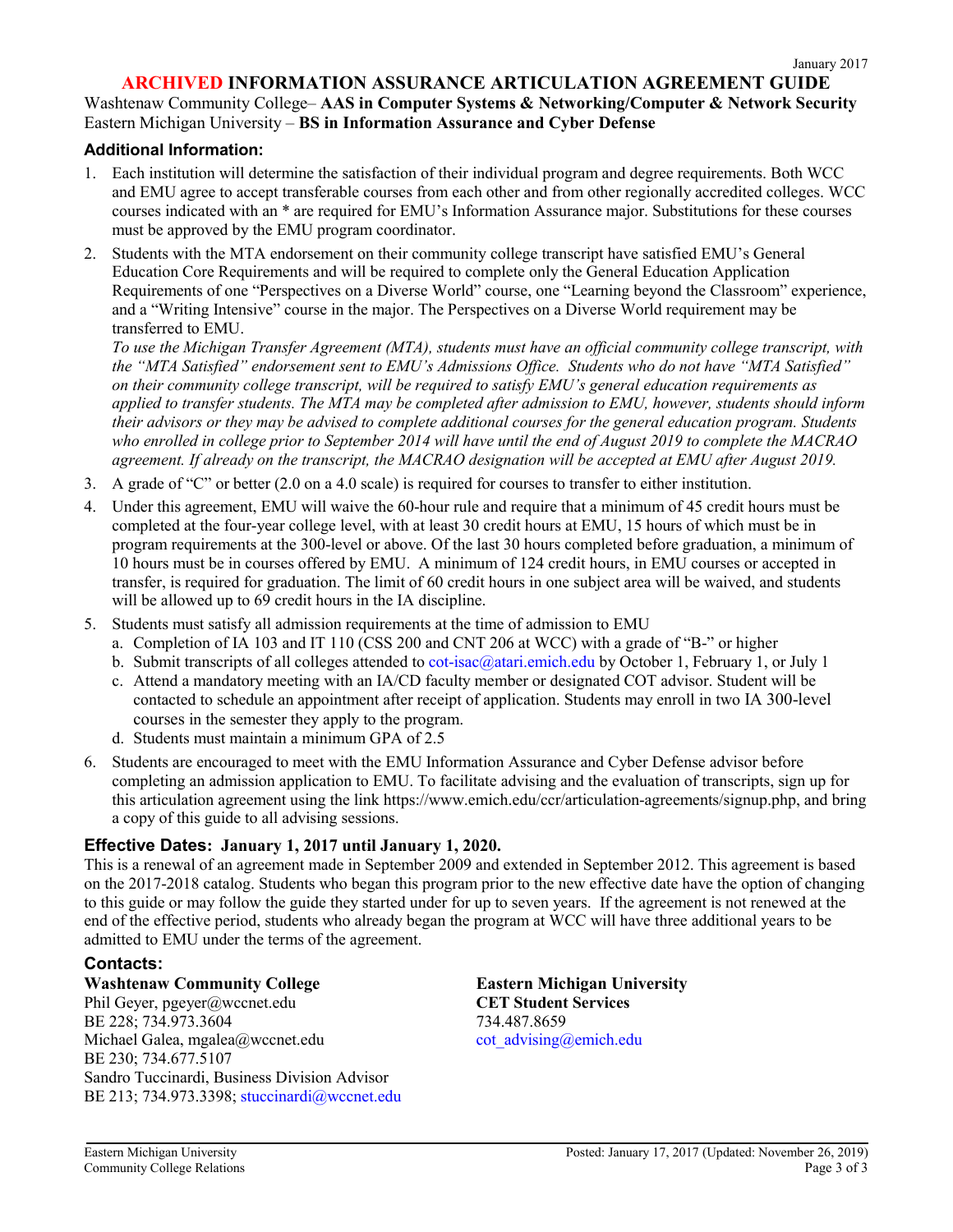January 2017

# ARCHIVED INFORMATION ASSURANCE ARTICULATION AGREEMENT GUIDE

Washtenaw Community College– **AAS in Computer Systems & Networking/Computer & Network Security**
Eastern Michigan University – **BS in Information Assurance and Cyber Defense**

## Additional Information:

1. Each institution will determine the satisfaction of their individual program and degree requirements. Both WCC and EMU agree to accept transferable courses from each other and from other regionally accredited colleges. WCC courses indicated with an * are required for EMU's Information Assurance major. Substitutions for these courses must be approved by the EMU program coordinator.
2. Students with the MTA endorsement on their community college transcript have satisfied EMU's General Education Core Requirements and will be required to complete only the General Education Application Requirements of one "Perspectives on a Diverse World" course, one "Learning beyond the Classroom" experience, and a "Writing Intensive" course in the major. The Perspectives on a Diverse World requirement may be transferred to EMU.
   *To use the Michigan Transfer Agreement (MTA), students must have an official community college transcript, with the "MTA Satisfied" endorsement sent to EMU's Admissions Office. Students who do not have "MTA Satisfied" on their community college transcript, will be required to satisfy EMU's general education requirements as applied to transfer students. The MTA may be completed after admission to EMU, however, students should inform their advisors or they may be advised to complete additional courses for the general education program. Students who enrolled in college prior to September 2014 will have until the end of August 2019 to complete the MACRAO agreement. If already on the transcript, the MACRAO designation will be accepted at EMU after August 2019.*
3. A grade of "C" or better (2.0 on a 4.0 scale) is required for courses to transfer to either institution.
4. Under this agreement, EMU will waive the 60-hour rule and require that a minimum of 45 credit hours must be completed at the four-year college level, with at least 30 credit hours at EMU, 15 hours of which must be in program requirements at the 300-level or above. Of the last 30 hours completed before graduation, a minimum of 10 hours must be in courses offered by EMU. A minimum of 124 credit hours, in EMU courses or accepted in transfer, is required for graduation. The limit of 60 credit hours in one subject area will be waived, and students will be allowed up to 69 credit hours in the IA discipline.
5. Students must satisfy all admission requirements at the time of admission to EMU
   a. Completion of IA 103 and IT 110 (CSS 200 and CNT 206 at WCC) with a grade of "B-" or higher
   b. Submit transcripts of all colleges attended to cot-isac@atari.emich.edu by October 1, February 1, or July 1
   c. Attend a mandatory meeting with an IA/CD faculty member or designated COT advisor. Student will be contacted to schedule an appointment after receipt of application. Students may enroll in two IA 300-level courses in the semester they apply to the program.
   d. Students must maintain a minimum GPA of 2.5
6. Students are encouraged to meet with the EMU Information Assurance and Cyber Defense advisor before completing an admission application to EMU. To facilitate advising and the evaluation of transcripts, sign up for this articulation agreement using the link https://www.emich.edu/ccr/articulation-agreements/signup.php, and bring a copy of this guide to all advising sessions.

## Effective Dates: January 1, 2017 until January 1, 2020.

This is a renewal of an agreement made in September 2009 and extended in September 2012. This agreement is based on the 2017-2018 catalog. Students who began this program prior to the new effective date have the option of changing to this guide or may follow the guide they started under for up to seven years. If the agreement is not renewed at the end of the effective period, students who already began the program at WCC will have three additional years to be admitted to EMU under the terms of the agreement.

## Contacts:

**Washtenaw Community College**
Phil Geyer, pgeyer@wccnet.edu
BE 228; 734.973.3604
Michael Galea, mgalea@wccnet.edu
BE 230; 734.677.5107
Sandro Tuccinardi, Business Division Advisor
BE 213; 734.973.3398; stuccinardi@wccnet.edu

**Eastern Michigan University**
**CET Student Services**
734.487.8659
cot_advising@emich.edu

Eastern Michigan University
Community College Relations

Posted: January 17, 2017 (Updated: November 26, 2019)